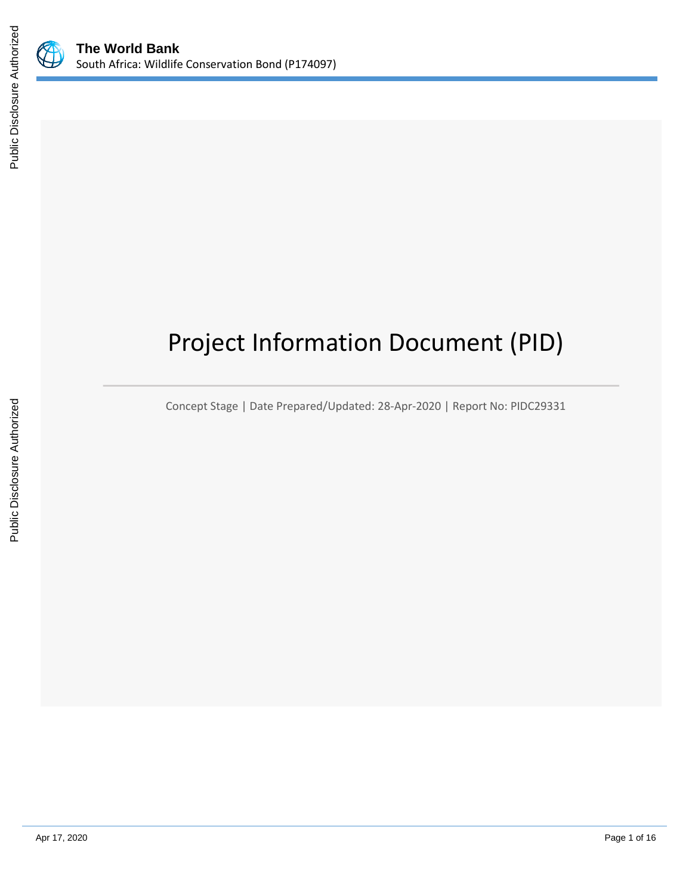# Project Information Document (PID)

Concept Stage | Date Prepared/Updated: 28-Apr-2020 | Report No: PIDC29331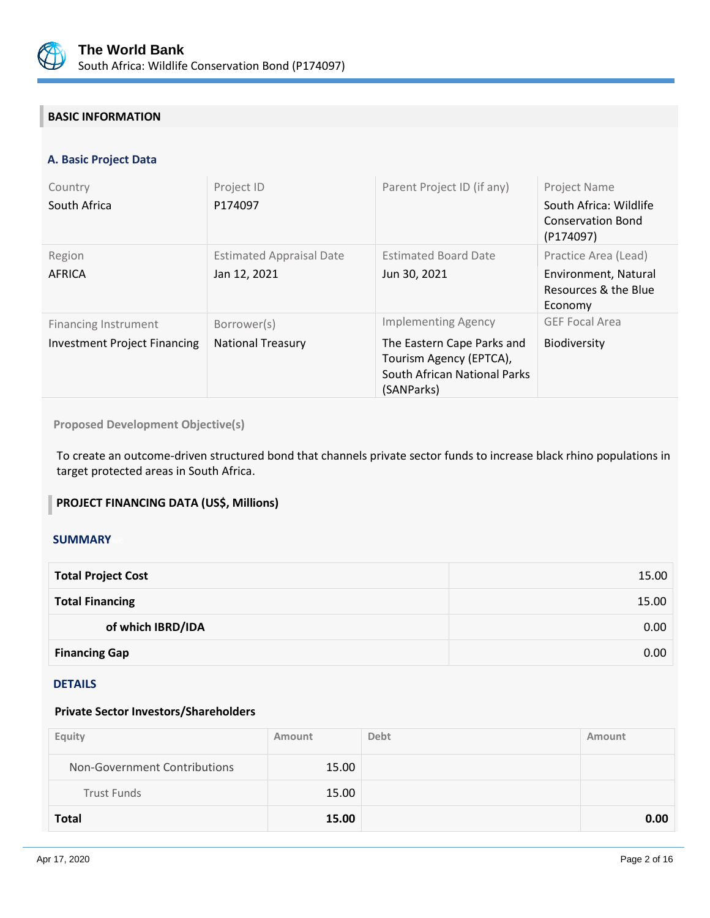## BASIC INFORMATION

### A. Basic Project Data

| Country | Project ID | Parent Project ID (if any) | Project Name |
|---|---|---|---|
| South Africa | P174097 | | South Africa: Wildlife Conservation Bond (P174097) |
| **Region** | **Estimated Appraisal Date** | **Estimated Board Date** | **Practice Area (Lead)** |
| AFRICA | Jan 12, 2021 | Jun 30, 2021 | Environment, Natural Resources & the Blue Economy |
| **Financing Instrument** | **Borrower(s)** | **Implementing Agency** | **GEF Focal Area** |
| Investment Project Financing | National Treasury | The Eastern Cape Parks and Tourism Agency (EPTCA), South African National Parks (SANParks) | Biodiversity |

**Proposed Development Objective(s)**

To create an outcome-driven structured bond that channels private sector funds to increase black rhino populations in target protected areas in South Africa.

## PROJECT FINANCING DATA (US$, Millions)

### SUMMARY

| | |
|---|---:|
| **Total Project Cost** | 15.00 |
| **Total Financing** | 15.00 |
| **of which IBRD/IDA** | 0.00 |
| **Financing Gap** | 0.00 |

### DETAILS

**Private Sector Investors/Shareholders**

| Equity | Amount | Debt | Amount |
|---|---:|---|---:|
| Non-Government Contributions | 15.00 | | |
| Trust Funds | 15.00 | | |
| **Total** | **15.00** | | **0.00** |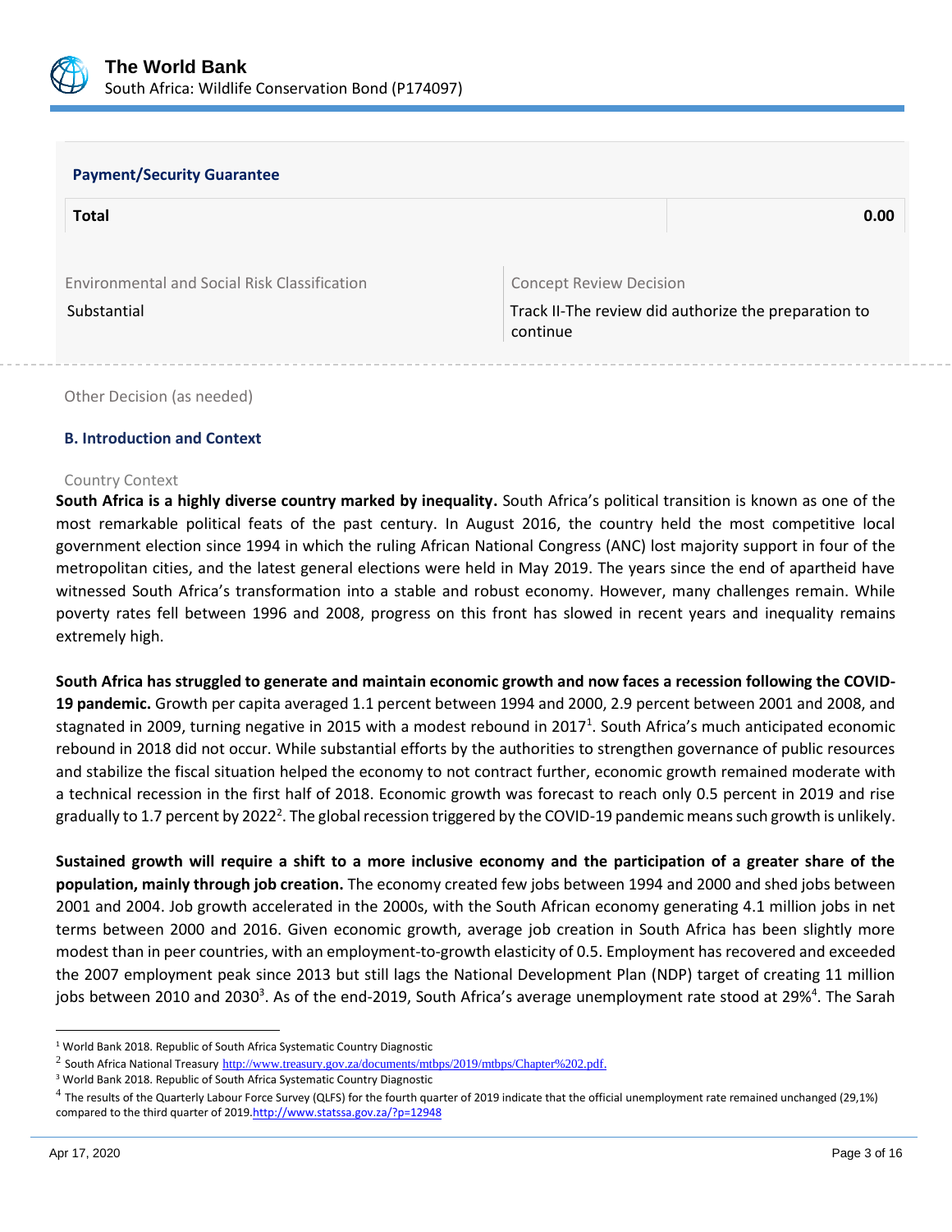**Payment/Security Guarantee**

| Total | 0.00 |
| --- | --- |

| Environmental and Social Risk Classification | Concept Review Decision |
| --- | --- |
| Substantial | Track II-The review did authorize the preparation to continue |

Other Decision (as needed)

### B. Introduction and Context

Country Context

**South Africa is a highly diverse country marked by inequality.** South Africa's political transition is known as one of the most remarkable political feats of the past century. In August 2016, the country held the most competitive local government election since 1994 in which the ruling African National Congress (ANC) lost majority support in four of the metropolitan cities, and the latest general elections were held in May 2019. The years since the end of apartheid have witnessed South Africa's transformation into a stable and robust economy. However, many challenges remain. While poverty rates fell between 1996 and 2008, progress on this front has slowed in recent years and inequality remains extremely high.

**South Africa has struggled to generate and maintain economic growth and now faces a recession following the COVID-19 pandemic.** Growth per capita averaged 1.1 percent between 1994 and 2000, 2.9 percent between 2001 and 2008, and stagnated in 2009, turning negative in 2015 with a modest rebound in 2017[1]. South Africa's much anticipated economic rebound in 2018 did not occur. While substantial efforts by the authorities to strengthen governance of public resources and stabilize the fiscal situation helped the economy to not contract further, economic growth remained moderate with a technical recession in the first half of 2018. Economic growth was forecast to reach only 0.5 percent in 2019 and rise gradually to 1.7 percent by 2022[2]. The global recession triggered by the COVID-19 pandemic means such growth is unlikely.

**Sustained growth will require a shift to a more inclusive economy and the participation of a greater share of the population, mainly through job creation.** The economy created few jobs between 1994 and 2000 and shed jobs between 2001 and 2004. Job growth accelerated in the 2000s, with the South African economy generating 4.1 million jobs in net terms between 2000 and 2016. Given economic growth, average job creation in South Africa has been slightly more modest than in peer countries, with an employment-to-growth elasticity of 0.5. Employment has recovered and exceeded the 2007 employment peak since 2013 but still lags the National Development Plan (NDP) target of creating 11 million jobs between 2010 and 2030[3]. As of the end-2019, South Africa's average unemployment rate stood at 29%[4]. The Sarah

---

[1] World Bank 2018. Republic of South Africa Systematic Country Diagnostic

[2] South Africa National Treasury http://www.treasury.gov.za/documents/mtbps/2019/mtbps/Chapter%202.pdf.

[3] World Bank 2018. Republic of South Africa Systematic Country Diagnostic

[4] The results of the Quarterly Labour Force Survey (QLFS) for the fourth quarter of 2019 indicate that the official unemployment rate remained unchanged (29,1%) compared to the third quarter of 2019.http://www.statssa.gov.za/?p=12948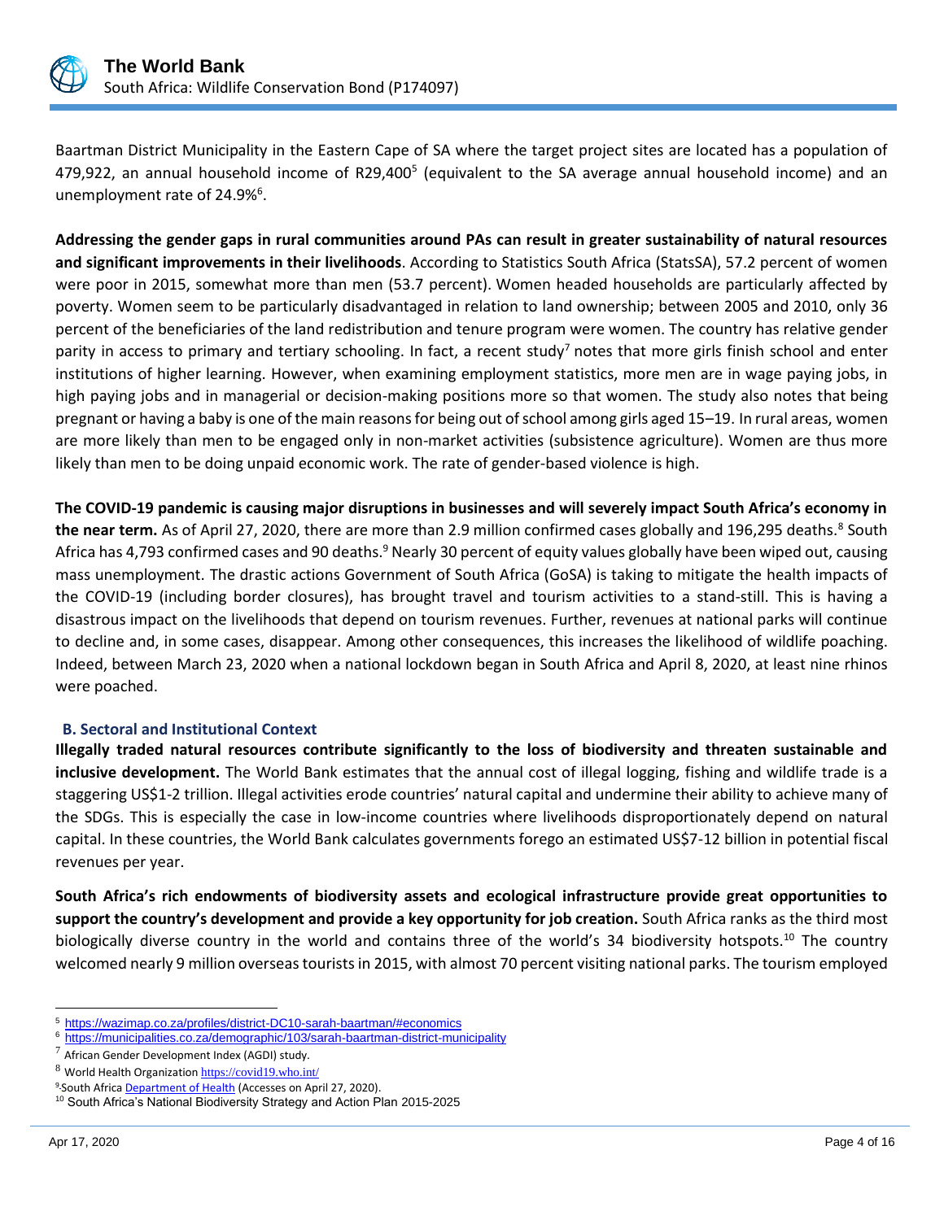Baartman District Municipality in the Eastern Cape of SA where the target project sites are located has a population of 479,922, an annual household income of R29,400[5] (equivalent to the SA average annual household income) and an unemployment rate of 24.9%[6].

**Addressing the gender gaps in rural communities around PAs can result in greater sustainability of natural resources and significant improvements in their livelihoods**. According to Statistics South Africa (StatsSA), 57.2 percent of women were poor in 2015, somewhat more than men (53.7 percent). Women headed households are particularly affected by poverty. Women seem to be particularly disadvantaged in relation to land ownership; between 2005 and 2010, only 36 percent of the beneficiaries of the land redistribution and tenure program were women. The country has relative gender parity in access to primary and tertiary schooling. In fact, a recent study[7] notes that more girls finish school and enter institutions of higher learning. However, when examining employment statistics, more men are in wage paying jobs, in high paying jobs and in managerial or decision-making positions more so that women. The study also notes that being pregnant or having a baby is one of the main reasons for being out of school among girls aged 15–19. In rural areas, women are more likely than men to be engaged only in non-market activities (subsistence agriculture). Women are thus more likely than men to be doing unpaid economic work. The rate of gender-based violence is high.

**The COVID-19 pandemic is causing major disruptions in businesses and will severely impact South Africa's economy in the near term.** As of April 27, 2020, there are more than 2.9 million confirmed cases globally and 196,295 deaths.[8] South Africa has 4,793 confirmed cases and 90 deaths.[9] Nearly 30 percent of equity values globally have been wiped out, causing mass unemployment. The drastic actions Government of South Africa (GoSA) is taking to mitigate the health impacts of the COVID-19 (including border closures), has brought travel and tourism activities to a stand-still. This is having a disastrous impact on the livelihoods that depend on tourism revenues. Further, revenues at national parks will continue to decline and, in some cases, disappear. Among other consequences, this increases the likelihood of wildlife poaching. Indeed, between March 23, 2020 when a national lockdown began in South Africa and April 8, 2020, at least nine rhinos were poached.

### B. Sectoral and Institutional Context

**Illegally traded natural resources contribute significantly to the loss of biodiversity and threaten sustainable and inclusive development.** The World Bank estimates that the annual cost of illegal logging, fishing and wildlife trade is a staggering US$1-2 trillion. Illegal activities erode countries' natural capital and undermine their ability to achieve many of the SDGs. This is especially the case in low-income countries where livelihoods disproportionately depend on natural capital. In these countries, the World Bank calculates governments forego an estimated US$7-12 billion in potential fiscal revenues per year.

**South Africa's rich endowments of biodiversity assets and ecological infrastructure provide great opportunities to support the country's development and provide a key opportunity for job creation.** South Africa ranks as the third most biologically diverse country in the world and contains three of the world's 34 biodiversity hotspots.[10] The country welcomed nearly 9 million overseas tourists in 2015, with almost 70 percent visiting national parks. The tourism employed

---

[5] https://wazimap.co.za/profiles/district-DC10-sarah-baartman/#economics

[6] https://municipalities.co.za/demographic/103/sarah-baartman-district-municipality

[7] African Gender Development Index (AGDI) study.

[8] World Health Organization https://covid19.who.int/

[9] South Africa Department of Health (Accesses on April 27, 2020).

[10] South Africa's National Biodiversity Strategy and Action Plan 2015-2025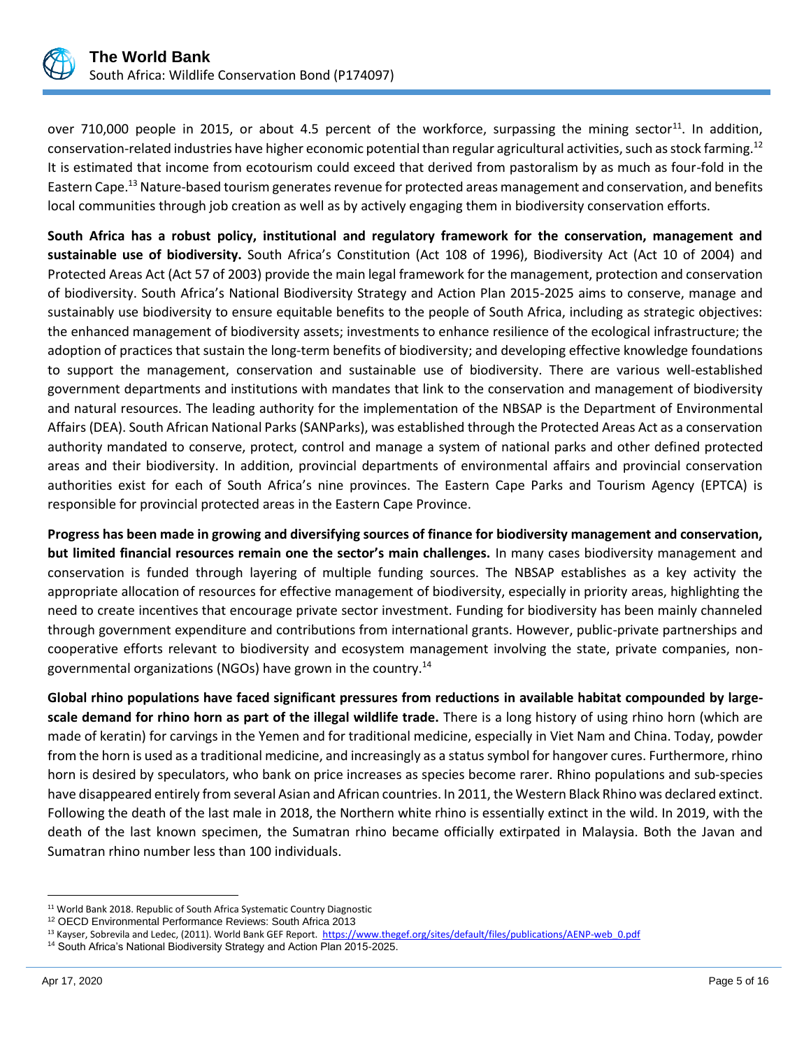over 710,000 people in 2015, or about 4.5 percent of the workforce, surpassing the mining sector[11]. In addition, conservation-related industries have higher economic potential than regular agricultural activities, such as stock farming.[12] It is estimated that income from ecotourism could exceed that derived from pastoralism by as much as four-fold in the Eastern Cape.[13] Nature-based tourism generates revenue for protected areas management and conservation, and benefits local communities through job creation as well as by actively engaging them in biodiversity conservation efforts.

**South Africa has a robust policy, institutional and regulatory framework for the conservation, management and sustainable use of biodiversity.** South Africa's Constitution (Act 108 of 1996), Biodiversity Act (Act 10 of 2004) and Protected Areas Act (Act 57 of 2003) provide the main legal framework for the management, protection and conservation of biodiversity. South Africa's National Biodiversity Strategy and Action Plan 2015-2025 aims to conserve, manage and sustainably use biodiversity to ensure equitable benefits to the people of South Africa, including as strategic objectives: the enhanced management of biodiversity assets; investments to enhance resilience of the ecological infrastructure; the adoption of practices that sustain the long-term benefits of biodiversity; and developing effective knowledge foundations to support the management, conservation and sustainable use of biodiversity. There are various well-established government departments and institutions with mandates that link to the conservation and management of biodiversity and natural resources. The leading authority for the implementation of the NBSAP is the Department of Environmental Affairs (DEA). South African National Parks (SANParks), was established through the Protected Areas Act as a conservation authority mandated to conserve, protect, control and manage a system of national parks and other defined protected areas and their biodiversity. In addition, provincial departments of environmental affairs and provincial conservation authorities exist for each of South Africa's nine provinces. The Eastern Cape Parks and Tourism Agency (EPTCA) is responsible for provincial protected areas in the Eastern Cape Province.

**Progress has been made in growing and diversifying sources of finance for biodiversity management and conservation, but limited financial resources remain one the sector's main challenges.** In many cases biodiversity management and conservation is funded through layering of multiple funding sources. The NBSAP establishes as a key activity the appropriate allocation of resources for effective management of biodiversity, especially in priority areas, highlighting the need to create incentives that encourage private sector investment. Funding for biodiversity has been mainly channeled through government expenditure and contributions from international grants. However, public-private partnerships and cooperative efforts relevant to biodiversity and ecosystem management involving the state, private companies, non-governmental organizations (NGOs) have grown in the country.[14]

**Global rhino populations have faced significant pressures from reductions in available habitat compounded by large-scale demand for rhino horn as part of the illegal wildlife trade.** There is a long history of using rhino horn (which are made of keratin) for carvings in the Yemen and for traditional medicine, especially in Viet Nam and China. Today, powder from the horn is used as a traditional medicine, and increasingly as a status symbol for hangover cures. Furthermore, rhino horn is desired by speculators, who bank on price increases as species become rarer. Rhino populations and sub-species have disappeared entirely from several Asian and African countries. In 2011, the Western Black Rhino was declared extinct. Following the death of the last male in 2018, the Northern white rhino is essentially extinct in the wild. In 2019, with the death of the last known specimen, the Sumatran rhino became officially extirpated in Malaysia. Both the Javan and Sumatran rhino number less than 100 individuals.

---

[11] World Bank 2018. Republic of South Africa Systematic Country Diagnostic

[12] OECD Environmental Performance Reviews: South Africa 2013

[13] Kayser, Sobrevila and Ledec, (2011). World Bank GEF Report. https://www.thegef.org/sites/default/files/publications/AENP-web_0.pdf

[14] South Africa's National Biodiversity Strategy and Action Plan 2015-2025.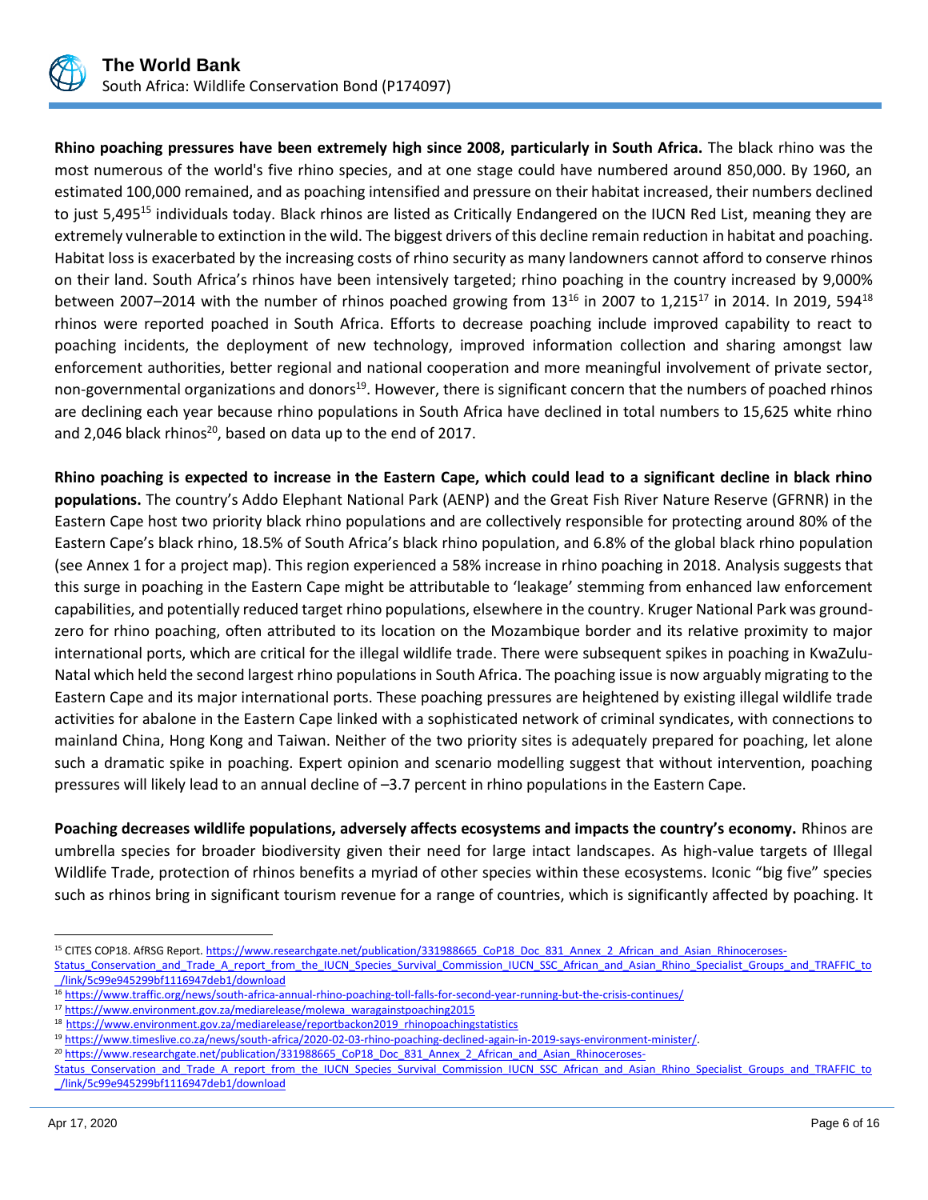**Rhino poaching pressures have been extremely high since 2008, particularly in South Africa.** The black rhino was the most numerous of the world's five rhino species, and at one stage could have numbered around 850,000. By 1960, an estimated 100,000 remained, and as poaching intensified and pressure on their habitat increased, their numbers declined to just 5,495[15] individuals today. Black rhinos are listed as Critically Endangered on the IUCN Red List, meaning they are extremely vulnerable to extinction in the wild. The biggest drivers of this decline remain reduction in habitat and poaching. Habitat loss is exacerbated by the increasing costs of rhino security as many landowners cannot afford to conserve rhinos on their land. South Africa's rhinos have been intensively targeted; rhino poaching in the country increased by 9,000% between 2007–2014 with the number of rhinos poached growing from 13[16] in 2007 to 1,215[17] in 2014. In 2019, 594[18] rhinos were reported poached in South Africa. Efforts to decrease poaching include improved capability to react to poaching incidents, the deployment of new technology, improved information collection and sharing amongst law enforcement authorities, better regional and national cooperation and more meaningful involvement of private sector, non-governmental organizations and donors[19]. However, there is significant concern that the numbers of poached rhinos are declining each year because rhino populations in South Africa have declined in total numbers to 15,625 white rhino and 2,046 black rhinos[20], based on data up to the end of 2017.

**Rhino poaching is expected to increase in the Eastern Cape, which could lead to a significant decline in black rhino populations.** The country's Addo Elephant National Park (AENP) and the Great Fish River Nature Reserve (GFRNR) in the Eastern Cape host two priority black rhino populations and are collectively responsible for protecting around 80% of the Eastern Cape's black rhino, 18.5% of South Africa's black rhino population, and 6.8% of the global black rhino population (see Annex 1 for a project map). This region experienced a 58% increase in rhino poaching in 2018. Analysis suggests that this surge in poaching in the Eastern Cape might be attributable to 'leakage' stemming from enhanced law enforcement capabilities, and potentially reduced target rhino populations, elsewhere in the country. Kruger National Park was ground-zero for rhino poaching, often attributed to its location on the Mozambique border and its relative proximity to major international ports, which are critical for the illegal wildlife trade. There were subsequent spikes in poaching in KwaZulu-Natal which held the second largest rhino populations in South Africa. The poaching issue is now arguably migrating to the Eastern Cape and its major international ports. These poaching pressures are heightened by existing illegal wildlife trade activities for abalone in the Eastern Cape linked with a sophisticated network of criminal syndicates, with connections to mainland China, Hong Kong and Taiwan. Neither of the two priority sites is adequately prepared for poaching, let alone such a dramatic spike in poaching. Expert opinion and scenario modelling suggest that without intervention, poaching pressures will likely lead to an annual decline of –3.7 percent in rhino populations in the Eastern Cape.

**Poaching decreases wildlife populations, adversely affects ecosystems and impacts the country's economy.** Rhinos are umbrella species for broader biodiversity given their need for large intact landscapes. As high-value targets of Illegal Wildlife Trade, protection of rhinos benefits a myriad of other species within these ecosystems. Iconic "big five" species such as rhinos bring in significant tourism revenue for a range of countries, which is significantly affected by poaching. It

---

[15] CITES COP18. AfRSG Report. https://www.researchgate.net/publication/331988665_CoP18_Doc_831_Annex_2_African_and_Asian_Rhinoceroses-Status_Conservation_and_Trade_A_report_from_the_IUCN_Species_Survival_Commission_IUCN_SSC_African_and_Asian_Rhino_Specialist_Groups_and_TRAFFIC_to_/link/5c99e945299bf1116947deb1/download

[16] https://www.traffic.org/news/south-africa-annual-rhino-poaching-toll-falls-for-second-year-running-but-the-crisis-continues/

[17] https://www.environment.gov.za/mediarelease/molewa_waragainstpoaching2015

[18] https://www.environment.gov.za/mediarelease/reportbackon2019_rhinopoachingstatistics

[19] https://www.timeslive.co.za/news/south-africa/2020-02-03-rhino-poaching-declined-again-in-2019-says-environment-minister/.

[20] https://www.researchgate.net/publication/331988665_CoP18_Doc_831_Annex_2_African_and_Asian_Rhinoceroses-Status_Conservation_and_Trade_A_report_from_the_IUCN_Species_Survival_Commission_IUCN_SSC_African_and_Asian_Rhino_Specialist_Groups_and_TRAFFIC_to_/link/5c99e945299bf1116947deb1/download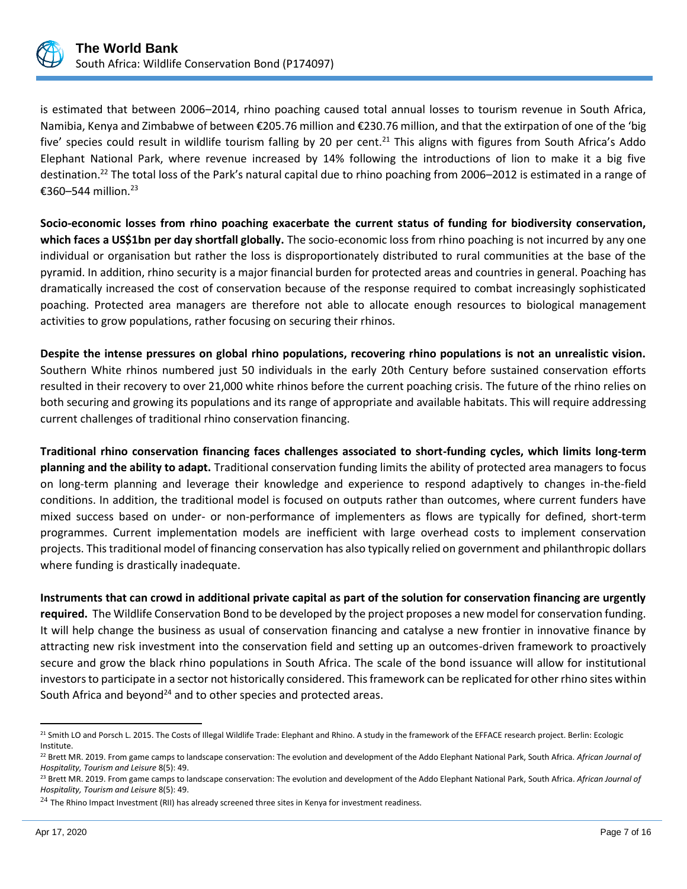is estimated that between 2006–2014, rhino poaching caused total annual losses to tourism revenue in South Africa, Namibia, Kenya and Zimbabwe of between €205.76 million and €230.76 million, and that the extirpation of one of the 'big five' species could result in wildlife tourism falling by 20 per cent.[21] This aligns with figures from South Africa's Addo Elephant National Park, where revenue increased by 14% following the introductions of lion to make it a big five destination.[22] The total loss of the Park's natural capital due to rhino poaching from 2006–2012 is estimated in a range of €360–544 million.[23]

**Socio-economic losses from rhino poaching exacerbate the current status of funding for biodiversity conservation, which faces a US$1bn per day shortfall globally.** The socio-economic loss from rhino poaching is not incurred by any one individual or organisation but rather the loss is disproportionately distributed to rural communities at the base of the pyramid. In addition, rhino security is a major financial burden for protected areas and countries in general. Poaching has dramatically increased the cost of conservation because of the response required to combat increasingly sophisticated poaching. Protected area managers are therefore not able to allocate enough resources to biological management activities to grow populations, rather focusing on securing their rhinos.

**Despite the intense pressures on global rhino populations, recovering rhino populations is not an unrealistic vision.** Southern White rhinos numbered just 50 individuals in the early 20th Century before sustained conservation efforts resulted in their recovery to over 21,000 white rhinos before the current poaching crisis. The future of the rhino relies on both securing and growing its populations and its range of appropriate and available habitats. This will require addressing current challenges of traditional rhino conservation financing.

**Traditional rhino conservation financing faces challenges associated to short-funding cycles, which limits long-term planning and the ability to adapt.** Traditional conservation funding limits the ability of protected area managers to focus on long-term planning and leverage their knowledge and experience to respond adaptively to changes in-the-field conditions. In addition, the traditional model is focused on outputs rather than outcomes, where current funders have mixed success based on under- or non-performance of implementers as flows are typically for defined, short-term programmes. Current implementation models are inefficient with large overhead costs to implement conservation projects. This traditional model of financing conservation has also typically relied on government and philanthropic dollars where funding is drastically inadequate.

**Instruments that can crowd in additional private capital as part of the solution for conservation financing are urgently required.** The Wildlife Conservation Bond to be developed by the project proposes a new model for conservation funding. It will help change the business as usual of conservation financing and catalyse a new frontier in innovative finance by attracting new risk investment into the conservation field and setting up an outcomes-driven framework to proactively secure and grow the black rhino populations in South Africa. The scale of the bond issuance will allow for institutional investors to participate in a sector not historically considered. This framework can be replicated for other rhino sites within South Africa and beyond[24] and to other species and protected areas.

---

[21] Smith LO and Porsch L. 2015. The Costs of Illegal Wildlife Trade: Elephant and Rhino. A study in the framework of the EFFACE research project. Berlin: Ecologic Institute.

[22] Brett MR. 2019. From game camps to landscape conservation: The evolution and development of the Addo Elephant National Park, South Africa. *African Journal of Hospitality, Tourism and Leisure* 8(5): 49.

[23] Brett MR. 2019. From game camps to landscape conservation: The evolution and development of the Addo Elephant National Park, South Africa. *African Journal of Hospitality, Tourism and Leisure* 8(5): 49.

[24] The Rhino Impact Investment (RII) has already screened three sites in Kenya for investment readiness.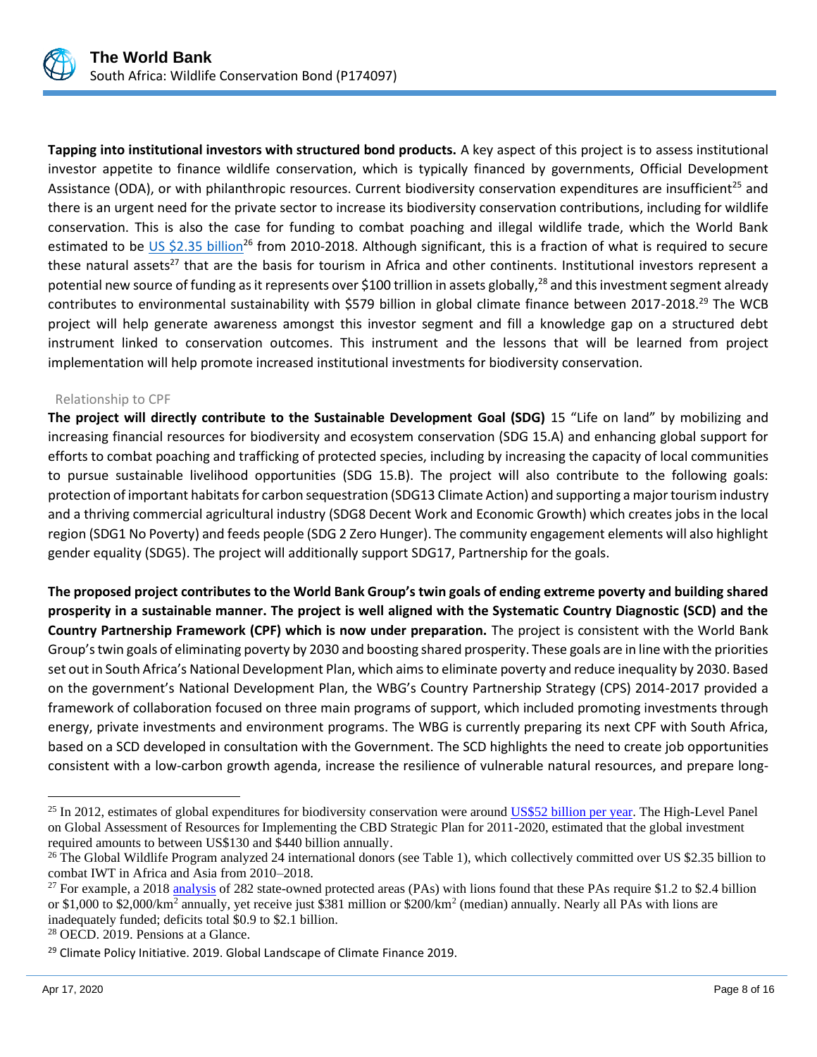**Tapping into institutional investors with structured bond products.** A key aspect of this project is to assess institutional investor appetite to finance wildlife conservation, which is typically financed by governments, Official Development Assistance (ODA), or with philanthropic resources. Current biodiversity conservation expenditures are insufficient[25] and there is an urgent need for the private sector to increase its biodiversity conservation contributions, including for wildlife conservation. This is also the case for funding to combat poaching and illegal wildlife trade, which the World Bank estimated to be US $2.35 billion[26] from 2010-2018. Although significant, this is a fraction of what is required to secure these natural assets[27] that are the basis for tourism in Africa and other continents. Institutional investors represent a potential new source of funding as it represents over $100 trillion in assets globally,[28] and this investment segment already contributes to environmental sustainability with $579 billion in global climate finance between 2017-2018.[29] The WCB project will help generate awareness amongst this investor segment and fill a knowledge gap on a structured debt instrument linked to conservation outcomes. This instrument and the lessons that will be learned from project implementation will help promote increased institutional investments for biodiversity conservation.

Relationship to CPF

**The project will directly contribute to the Sustainable Development Goal (SDG)** 15 "Life on land" by mobilizing and increasing financial resources for biodiversity and ecosystem conservation (SDG 15.A) and enhancing global support for efforts to combat poaching and trafficking of protected species, including by increasing the capacity of local communities to pursue sustainable livelihood opportunities (SDG 15.B). The project will also contribute to the following goals: protection of important habitats for carbon sequestration (SDG13 Climate Action) and supporting a major tourism industry and a thriving commercial agricultural industry (SDG8 Decent Work and Economic Growth) which creates jobs in the local region (SDG1 No Poverty) and feeds people (SDG 2 Zero Hunger). The community engagement elements will also highlight gender equality (SDG5). The project will additionally support SDG17, Partnership for the goals.

**The proposed project contributes to the World Bank Group's twin goals of ending extreme poverty and building shared prosperity in a sustainable manner. The project is well aligned with the Systematic Country Diagnostic (SCD) and the Country Partnership Framework (CPF) which is now under preparation.** The project is consistent with the World Bank Group's twin goals of eliminating poverty by 2030 and boosting shared prosperity. These goals are in line with the priorities set out in South Africa's National Development Plan, which aims to eliminate poverty and reduce inequality by 2030. Based on the government's National Development Plan, the WBG's Country Partnership Strategy (CPS) 2014-2017 provided a framework of collaboration focused on three main programs of support, which included promoting investments through energy, private investments and environment programs. The WBG is currently preparing its next CPF with South Africa, based on a SCD developed in consultation with the Government. The SCD highlights the need to create job opportunities consistent with a low-carbon growth agenda, increase the resilience of vulnerable natural resources, and prepare long-

---

[25] In 2012, estimates of global expenditures for biodiversity conservation were around US$52 billion per year. The High-Level Panel on Global Assessment of Resources for Implementing the CBD Strategic Plan for 2011-2020, estimated that the global investment required amounts to between US$130 and $440 billion annually.

[26] The Global Wildlife Program analyzed 24 international donors (see Table 1), which collectively committed over US $2.35 billion to combat IWT in Africa and Asia from 2010–2018.

[27] For example, a 2018 analysis of 282 state-owned protected areas (PAs) with lions found that these PAs require $1.2 to $2.4 billion or $1,000 to $2,000/km$^2$ annually, yet receive just $381 million or $200/km$^2$ (median) annually. Nearly all PAs with lions are inadequately funded; deficits total $0.9 to $2.1 billion.

[28] OECD. 2019. Pensions at a Glance.

[29] Climate Policy Initiative. 2019. Global Landscape of Climate Finance 2019.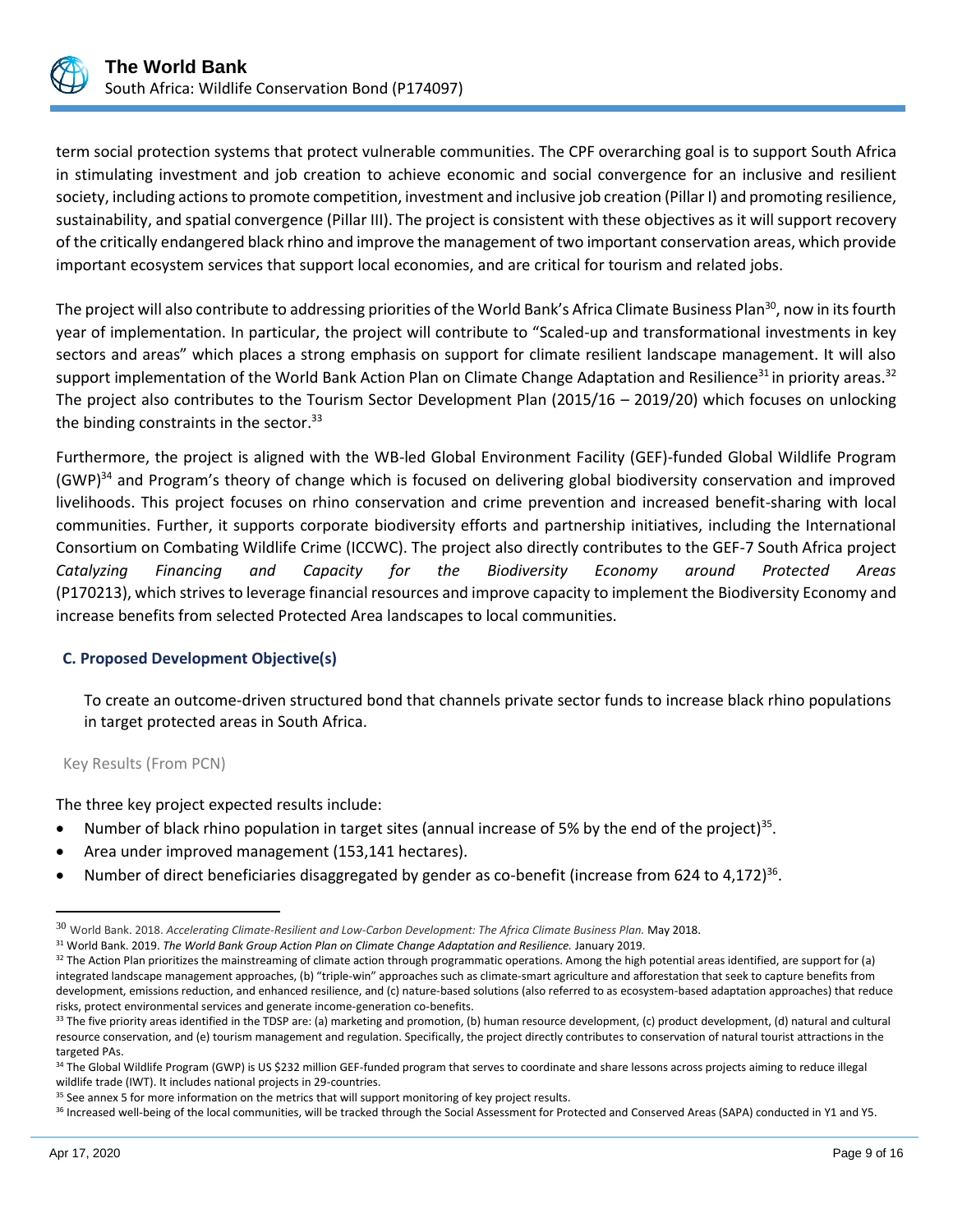term social protection systems that protect vulnerable communities. The CPF overarching goal is to support South Africa in stimulating investment and job creation to achieve economic and social convergence for an inclusive and resilient society, including actions to promote competition, investment and inclusive job creation (Pillar I) and promoting resilience, sustainability, and spatial convergence (Pillar III). The project is consistent with these objectives as it will support recovery of the critically endangered black rhino and improve the management of two important conservation areas, which provide important ecosystem services that support local economies, and are critical for tourism and related jobs.

The project will also contribute to addressing priorities of the World Bank's Africa Climate Business Plan[30], now in its fourth year of implementation. In particular, the project will contribute to "Scaled-up and transformational investments in key sectors and areas" which places a strong emphasis on support for climate resilient landscape management. It will also support implementation of the World Bank Action Plan on Climate Change Adaptation and Resilience[31] in priority areas.[32] The project also contributes to the Tourism Sector Development Plan (2015/16 – 2019/20) which focuses on unlocking the binding constraints in the sector.[33]

Furthermore, the project is aligned with the WB-led Global Environment Facility (GEF)-funded Global Wildlife Program (GWP)[34] and Program's theory of change which is focused on delivering global biodiversity conservation and improved livelihoods. This project focuses on rhino conservation and crime prevention and increased benefit-sharing with local communities. Further, it supports corporate biodiversity efforts and partnership initiatives, including the International Consortium on Combating Wildlife Crime (ICCWC). The project also directly contributes to the GEF-7 South Africa project *Catalyzing Financing and Capacity for the Biodiversity Economy around Protected Areas* (P170213), which strives to leverage financial resources and improve capacity to implement the Biodiversity Economy and increase benefits from selected Protected Area landscapes to local communities.

### C. Proposed Development Objective(s)

To create an outcome-driven structured bond that channels private sector funds to increase black rhino populations in target protected areas in South Africa.

Key Results (From PCN)

The three key project expected results include:

- Number of black rhino population in target sites (annual increase of 5% by the end of the project)[35].
- Area under improved management (153,141 hectares).
- Number of direct beneficiaries disaggregated by gender as co-benefit (increase from 624 to 4,172)[36].

---

[30] World Bank. 2018. *Accelerating Climate-Resilient and Low-Carbon Development: The Africa Climate Business Plan.* May 2018.

[31] World Bank. 2019. *The World Bank Group Action Plan on Climate Change Adaptation and Resilience.* January 2019.

[32] The Action Plan prioritizes the mainstreaming of climate action through programmatic operations. Among the high potential areas identified, are support for (a) integrated landscape management approaches, (b) "triple-win" approaches such as climate-smart agriculture and afforestation that seek to capture benefits from development, emissions reduction, and enhanced resilience, and (c) nature-based solutions (also referred to as ecosystem-based adaptation approaches) that reduce risks, protect environmental services and generate income-generation co-benefits.

[33] The five priority areas identified in the TDSP are: (a) marketing and promotion, (b) human resource development, (c) product development, (d) natural and cultural resource conservation, and (e) tourism management and regulation. Specifically, the project directly contributes to conservation of natural tourist attractions in the targeted PAs.

[34] The Global Wildlife Program (GWP) is US $232 million GEF-funded program that serves to coordinate and share lessons across projects aiming to reduce illegal wildlife trade (IWT). It includes national projects in 29-countries.

[35] See annex 5 for more information on the metrics that will support monitoring of key project results.

[36] Increased well-being of the local communities, will be tracked through the Social Assessment for Protected and Conserved Areas (SAPA) conducted in Y1 and Y5.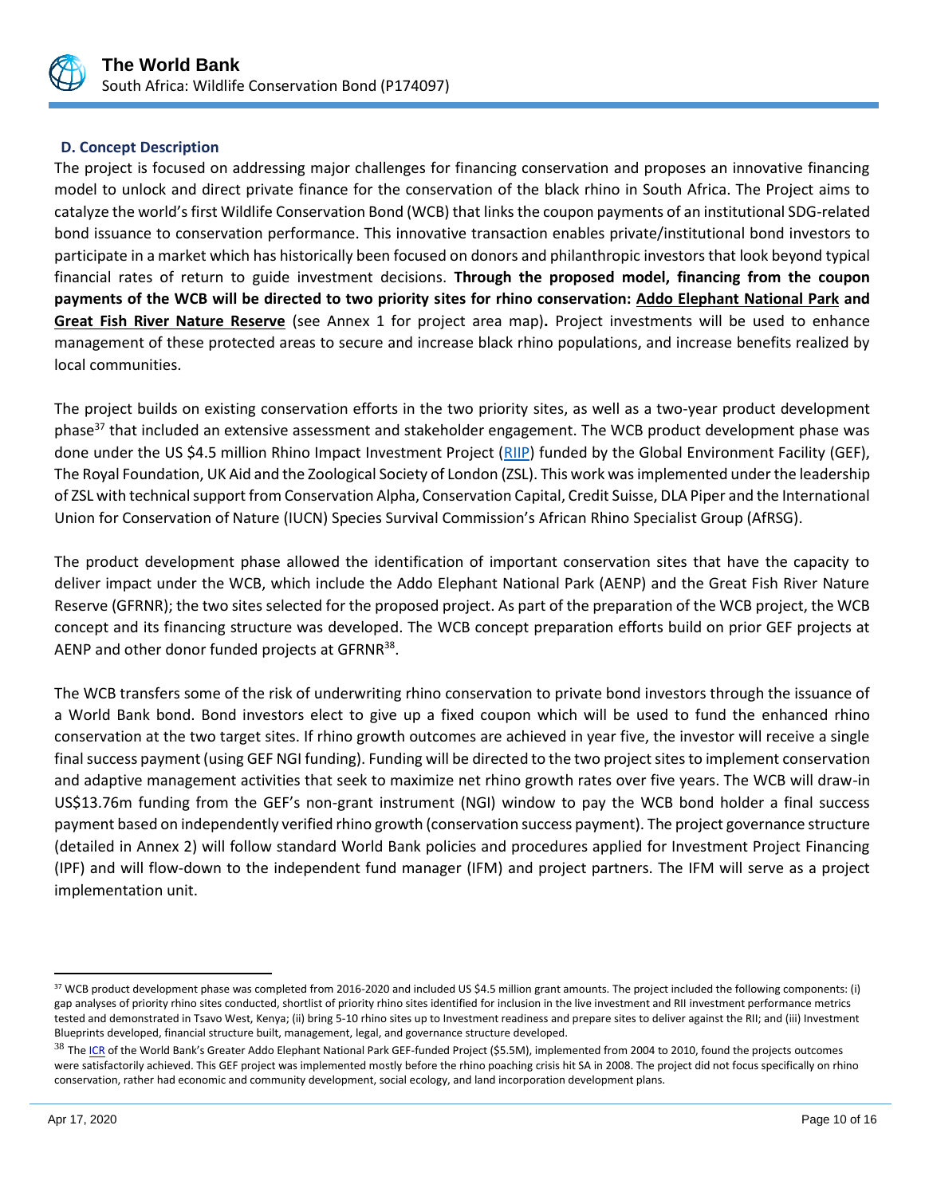### D. Concept Description

The project is focused on addressing major challenges for financing conservation and proposes an innovative financing model to unlock and direct private finance for the conservation of the black rhino in South Africa. The Project aims to catalyze the world's first Wildlife Conservation Bond (WCB) that links the coupon payments of an institutional SDG-related bond issuance to conservation performance. This innovative transaction enables private/institutional bond investors to participate in a market which has historically been focused on donors and philanthropic investors that look beyond typical financial rates of return to guide investment decisions. **Through the proposed model, financing from the coupon payments of the WCB will be directed to two priority sites for rhino conservation: Addo Elephant National Park and Great Fish River Nature Reserve** (see Annex 1 for project area map)**.** Project investments will be used to enhance management of these protected areas to secure and increase black rhino populations, and increase benefits realized by local communities.

The project builds on existing conservation efforts in the two priority sites, as well as a two-year product development phase[37] that included an extensive assessment and stakeholder engagement. The WCB product development phase was done under the US $4.5 million Rhino Impact Investment Project (RIIP) funded by the Global Environment Facility (GEF), The Royal Foundation, UK Aid and the Zoological Society of London (ZSL). This work was implemented under the leadership of ZSL with technical support from Conservation Alpha, Conservation Capital, Credit Suisse, DLA Piper and the International Union for Conservation of Nature (IUCN) Species Survival Commission's African Rhino Specialist Group (AfRSG).

The product development phase allowed the identification of important conservation sites that have the capacity to deliver impact under the WCB, which include the Addo Elephant National Park (AENP) and the Great Fish River Nature Reserve (GFRNR); the two sites selected for the proposed project. As part of the preparation of the WCB project, the WCB concept and its financing structure was developed. The WCB concept preparation efforts build on prior GEF projects at AENP and other donor funded projects at GFRNR[38].

The WCB transfers some of the risk of underwriting rhino conservation to private bond investors through the issuance of a World Bank bond. Bond investors elect to give up a fixed coupon which will be used to fund the enhanced rhino conservation at the two target sites. If rhino growth outcomes are achieved in year five, the investor will receive a single final success payment (using GEF NGI funding). Funding will be directed to the two project sites to implement conservation and adaptive management activities that seek to maximize net rhino growth rates over five years. The WCB will draw-in US$13.76m funding from the GEF's non-grant instrument (NGI) window to pay the WCB bond holder a final success payment based on independently verified rhino growth (conservation success payment). The project governance structure (detailed in Annex 2) will follow standard World Bank policies and procedures applied for Investment Project Financing (IPF) and will flow-down to the independent fund manager (IFM) and project partners. The IFM will serve as a project implementation unit.

---

[37] WCB product development phase was completed from 2016-2020 and included US $4.5 million grant amounts. The project included the following components: (i) gap analyses of priority rhino sites conducted, shortlist of priority rhino sites identified for inclusion in the live investment and RII investment performance metrics tested and demonstrated in Tsavo West, Kenya; (ii) bring 5-10 rhino sites up to Investment readiness and prepare sites to deliver against the RII; and (iii) Investment Blueprints developed, financial structure built, management, legal, and governance structure developed.

[38] The ICR of the World Bank's Greater Addo Elephant National Park GEF-funded Project ($5.5M), implemented from 2004 to 2010, found the projects outcomes were satisfactorily achieved. This GEF project was implemented mostly before the rhino poaching crisis hit SA in 2008. The project did not focus specifically on rhino conservation, rather had economic and community development, social ecology, and land incorporation development plans.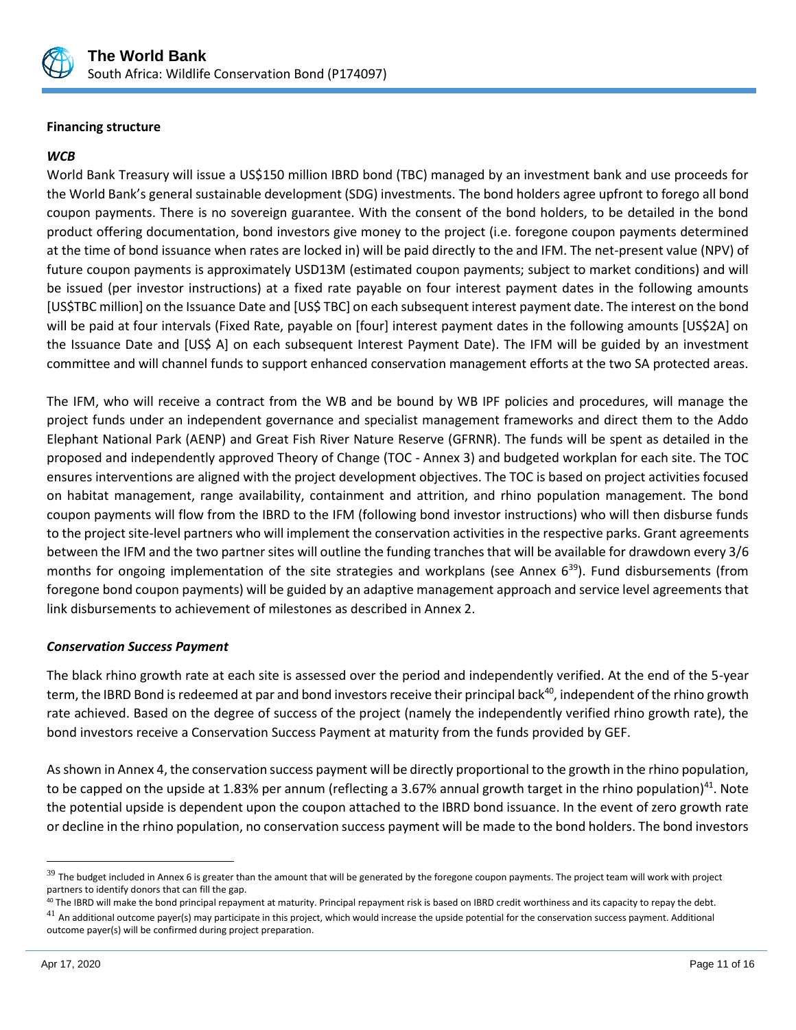**Financing structure**

***WCB***

World Bank Treasury will issue a US$150 million IBRD bond (TBC) managed by an investment bank and use proceeds for the World Bank's general sustainable development (SDG) investments. The bond holders agree upfront to forego all bond coupon payments. There is no sovereign guarantee. With the consent of the bond holders, to be detailed in the bond product offering documentation, bond investors give money to the project (i.e. foregone coupon payments determined at the time of bond issuance when rates are locked in) will be paid directly to the and IFM. The net-present value (NPV) of future coupon payments is approximately USD13M (estimated coupon payments; subject to market conditions) and will be issued (per investor instructions) at a fixed rate payable on four interest payment dates in the following amounts [US$TBC million] on the Issuance Date and [US$ TBC] on each subsequent interest payment date. The interest on the bond will be paid at four intervals (Fixed Rate, payable on [four] interest payment dates in the following amounts [US$2A] on the Issuance Date and [US$ A] on each subsequent Interest Payment Date). The IFM will be guided by an investment committee and will channel funds to support enhanced conservation management efforts at the two SA protected areas.

The IFM, who will receive a contract from the WB and be bound by WB IPF policies and procedures, will manage the project funds under an independent governance and specialist management frameworks and direct them to the Addo Elephant National Park (AENP) and Great Fish River Nature Reserve (GFRNR). The funds will be spent as detailed in the proposed and independently approved Theory of Change (TOC - Annex 3) and budgeted workplan for each site. The TOC ensures interventions are aligned with the project development objectives. The TOC is based on project activities focused on habitat management, range availability, containment and attrition, and rhino population management. The bond coupon payments will flow from the IBRD to the IFM (following bond investor instructions) who will then disburse funds to the project site-level partners who will implement the conservation activities in the respective parks. Grant agreements between the IFM and the two partner sites will outline the funding tranches that will be available for drawdown every 3/6 months for ongoing implementation of the site strategies and workplans (see Annex 6[39]). Fund disbursements (from foregone bond coupon payments) will be guided by an adaptive management approach and service level agreements that link disbursements to achievement of milestones as described in Annex 2.

***Conservation Success Payment***

The black rhino growth rate at each site is assessed over the period and independently verified. At the end of the 5-year term, the IBRD Bond is redeemed at par and bond investors receive their principal back[40], independent of the rhino growth rate achieved. Based on the degree of success of the project (namely the independently verified rhino growth rate), the bond investors receive a Conservation Success Payment at maturity from the funds provided by GEF.

As shown in Annex 4, the conservation success payment will be directly proportional to the growth in the rhino population, to be capped on the upside at 1.83% per annum (reflecting a 3.67% annual growth target in the rhino population)[41]. Note the potential upside is dependent upon the coupon attached to the IBRD bond issuance. In the event of zero growth rate or decline in the rhino population, no conservation success payment will be made to the bond holders. The bond investors

---

[39] The budget included in Annex 6 is greater than the amount that will be generated by the foregone coupon payments. The project team will work with project partners to identify donors that can fill the gap.

[40] The IBRD will make the bond principal repayment at maturity. Principal repayment risk is based on IBRD credit worthiness and its capacity to repay the debt.

[41] An additional outcome payer(s) may participate in this project, which would increase the upside potential for the conservation success payment. Additional outcome payer(s) will be confirmed during project preparation.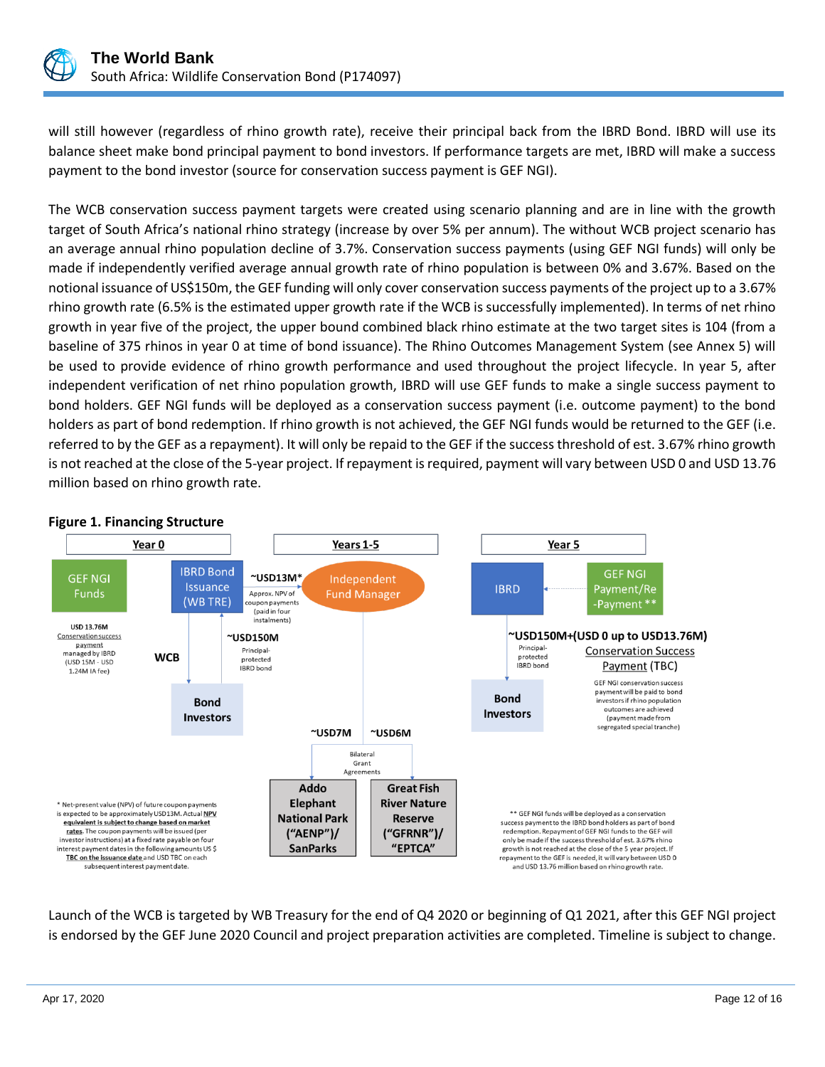will still however (regardless of rhino growth rate), receive their principal back from the IBRD Bond. IBRD will use its balance sheet make bond principal payment to bond investors. If performance targets are met, IBRD will make a success payment to the bond investor (source for conservation success payment is GEF NGI).

The WCB conservation success payment targets were created using scenario planning and are in line with the growth target of South Africa's national rhino strategy (increase by over 5% per annum). The without WCB project scenario has an average annual rhino population decline of 3.7%. Conservation success payments (using GEF NGI funds) will only be made if independently verified average annual growth rate of rhino population is between 0% and 3.67%. Based on the notional issuance of US$150m, the GEF funding will only cover conservation success payments of the project up to a 3.67% rhino growth rate (6.5% is the estimated upper growth rate if the WCB is successfully implemented). In terms of net rhino growth in year five of the project, the upper bound combined black rhino estimate at the two target sites is 104 (from a baseline of 375 rhinos in year 0 at time of bond issuance). The Rhino Outcomes Management System (see Annex 5) will be used to provide evidence of rhino growth performance and used throughout the project lifecycle. In year 5, after independent verification of net rhino population growth, IBRD will use GEF funds to make a single success payment to bond holders. GEF NGI funds will be deployed as a conservation success payment (i.e. outcome payment) to the bond holders as part of bond redemption. If rhino growth is not achieved, the GEF NGI funds would be returned to the GEF (i.e. referred to by the GEF as a repayment). It will only be repaid to the GEF if the success threshold of est. 3.67% rhino growth is not reached at the close of the 5-year project. If repayment is required, payment will vary between USD 0 and USD 13.76 million based on rhino growth rate.

**Figure 1. Financing Structure**

Year 0

GEF NGI Funds

USD 13.76M Conservation success payment managed by IBRD (USD 15M - USD 1.24M IA fee)

WCB

IBRD Bond Issuance (WB TRE)

~USD13M* Approx. NPV of coupon payments (paid in four instalments)

~USD150M Principal-protected IBRD bond

Bond Investors

Years 1-5

Independent Fund Manager

~USD7M

~USD6M

Bilateral Grant Agreements

Addo Elephant National Park ("AENP")/ SanParks

Great Fish River Nature Reserve ("GFRNR")/ "EPTCA"

Year 5

IBRD

GEF NGI Payment/Re-Payment **

~USD150M+(USD 0 up to USD13.76M)

Principal-protected IBRD bond

Conservation Success Payment (TBC)

GEF NGI conservation success payment will be paid to bond investors if rhino population outcomes are achieved (payment made from segregated special tranche)

Bond Investors

\* Net-present value (NPV) of future coupon payments is expected to be approximately USD13M. Actual NPV equivalent is subject to change based on market rates. The coupon payments will be issued (per investor instructions) at a fixed rate payable on four interest payment dates in the following amounts US $ TBC on the issuance date and USD TBC on each subsequent interest payment date.

\*\* GEF NGI funds will be deployed as a conservation success payment to the IBRD bond holders as part of bond redemption. Repayment of GEF NGI funds to the GEF will only be made if the success threshold of est. 3.67% rhino growth is not reached at the close of the 5 year project. If repayment to the GEF is needed, it will vary between USD 0 and USD 13.76 million based on rhino growth rate.

Launch of the WCB is targeted by WB Treasury for the end of Q4 2020 or beginning of Q1 2021, after this GEF NGI project is endorsed by the GEF June 2020 Council and project preparation activities are completed. Timeline is subject to change.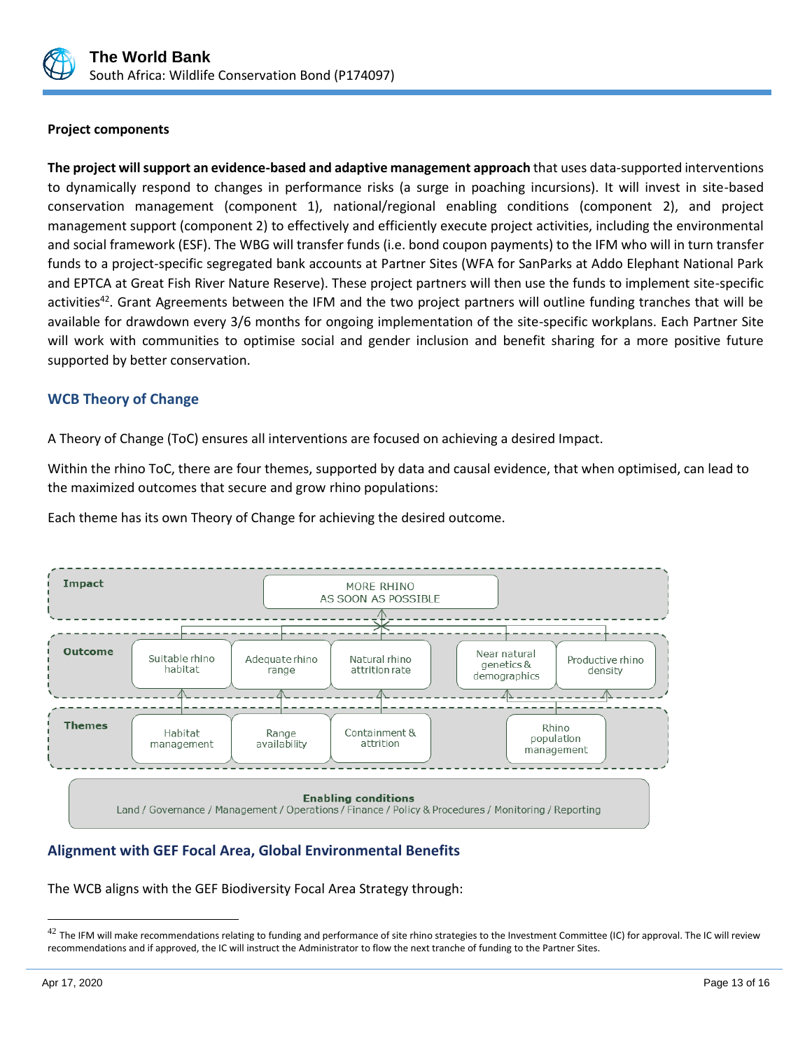**Project components**

**The project will support an evidence-based and adaptive management approach** that uses data-supported interventions to dynamically respond to changes in performance risks (a surge in poaching incursions). It will invest in site-based conservation management (component 1), national/regional enabling conditions (component 2), and project management support (component 2) to effectively and efficiently execute project activities, including the environmental and social framework (ESF). The WBG will transfer funds (i.e. bond coupon payments) to the IFM who will in turn transfer funds to a project-specific segregated bank accounts at Partner Sites (WFA for SanParks at Addo Elephant National Park and EPTCA at Great Fish River Nature Reserve). These project partners will then use the funds to implement site-specific activities[42]. Grant Agreements between the IFM and the two project partners will outline funding tranches that will be available for drawdown every 3/6 months for ongoing implementation of the site-specific workplans. Each Partner Site will work with communities to optimise social and gender inclusion and benefit sharing for a more positive future supported by better conservation.

## WCB Theory of Change

A Theory of Change (ToC) ensures all interventions are focused on achieving a desired Impact.

Within the rhino ToC, there are four themes, supported by data and causal evidence, that when optimised, can lead to the maximized outcomes that secure and grow rhino populations:

Each theme has its own Theory of Change for achieving the desired outcome.

Impact: MORE RHINO AS SOON AS POSSIBLE

Outcome: Suitable rhino habitat | Adequate rhino range | Natural rhino attrition rate | Near natural genetics & demographics | Productive rhino density

Themes: Habitat management | Range availability | Containment & attrition | Rhino population management

**Enabling conditions**
Land / Governance / Management / Operations / Finance / Policy & Procedures / Monitoring / Reporting

## Alignment with GEF Focal Area, Global Environmental Benefits

The WCB aligns with the GEF Biodiversity Focal Area Strategy through:

---

[42] The IFM will make recommendations relating to funding and performance of site rhino strategies to the Investment Committee (IC) for approval. The IC will review recommendations and if approved, the IC will instruct the Administrator to flow the next tranche of funding to the Partner Sites.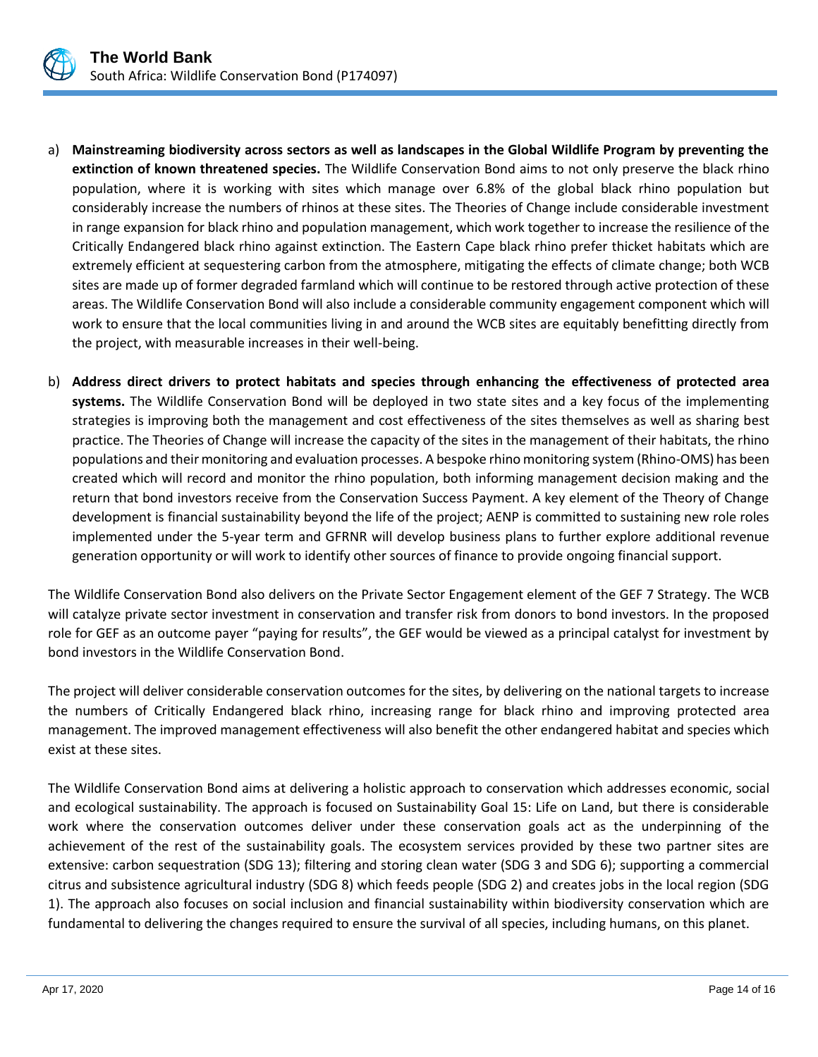a) **Mainstreaming biodiversity across sectors as well as landscapes in the Global Wildlife Program by preventing the extinction of known threatened species.** The Wildlife Conservation Bond aims to not only preserve the black rhino population, where it is working with sites which manage over 6.8% of the global black rhino population but considerably increase the numbers of rhinos at these sites. The Theories of Change include considerable investment in range expansion for black rhino and population management, which work together to increase the resilience of the Critically Endangered black rhino against extinction. The Eastern Cape black rhino prefer thicket habitats which are extremely efficient at sequestering carbon from the atmosphere, mitigating the effects of climate change; both WCB sites are made up of former degraded farmland which will continue to be restored through active protection of these areas. The Wildlife Conservation Bond will also include a considerable community engagement component which will work to ensure that the local communities living in and around the WCB sites are equitably benefitting directly from the project, with measurable increases in their well-being.

b) **Address direct drivers to protect habitats and species through enhancing the effectiveness of protected area systems.** The Wildlife Conservation Bond will be deployed in two state sites and a key focus of the implementing strategies is improving both the management and cost effectiveness of the sites themselves as well as sharing best practice. The Theories of Change will increase the capacity of the sites in the management of their habitats, the rhino populations and their monitoring and evaluation processes. A bespoke rhino monitoring system (Rhino-OMS) has been created which will record and monitor the rhino population, both informing management decision making and the return that bond investors receive from the Conservation Success Payment. A key element of the Theory of Change development is financial sustainability beyond the life of the project; AENP is committed to sustaining new role roles implemented under the 5-year term and GFRNR will develop business plans to further explore additional revenue generation opportunity or will work to identify other sources of finance to provide ongoing financial support.

The Wildlife Conservation Bond also delivers on the Private Sector Engagement element of the GEF 7 Strategy. The WCB will catalyze private sector investment in conservation and transfer risk from donors to bond investors. In the proposed role for GEF as an outcome payer "paying for results", the GEF would be viewed as a principal catalyst for investment by bond investors in the Wildlife Conservation Bond.

The project will deliver considerable conservation outcomes for the sites, by delivering on the national targets to increase the numbers of Critically Endangered black rhino, increasing range for black rhino and improving protected area management. The improved management effectiveness will also benefit the other endangered habitat and species which exist at these sites.

The Wildlife Conservation Bond aims at delivering a holistic approach to conservation which addresses economic, social and ecological sustainability. The approach is focused on Sustainability Goal 15: Life on Land, but there is considerable work where the conservation outcomes deliver under these conservation goals act as the underpinning of the achievement of the rest of the sustainability goals. The ecosystem services provided by these two partner sites are extensive: carbon sequestration (SDG 13); filtering and storing clean water (SDG 3 and SDG 6); supporting a commercial citrus and subsistence agricultural industry (SDG 8) which feeds people (SDG 2) and creates jobs in the local region (SDG 1). The approach also focuses on social inclusion and financial sustainability within biodiversity conservation which are fundamental to delivering the changes required to ensure the survival of all species, including humans, on this planet.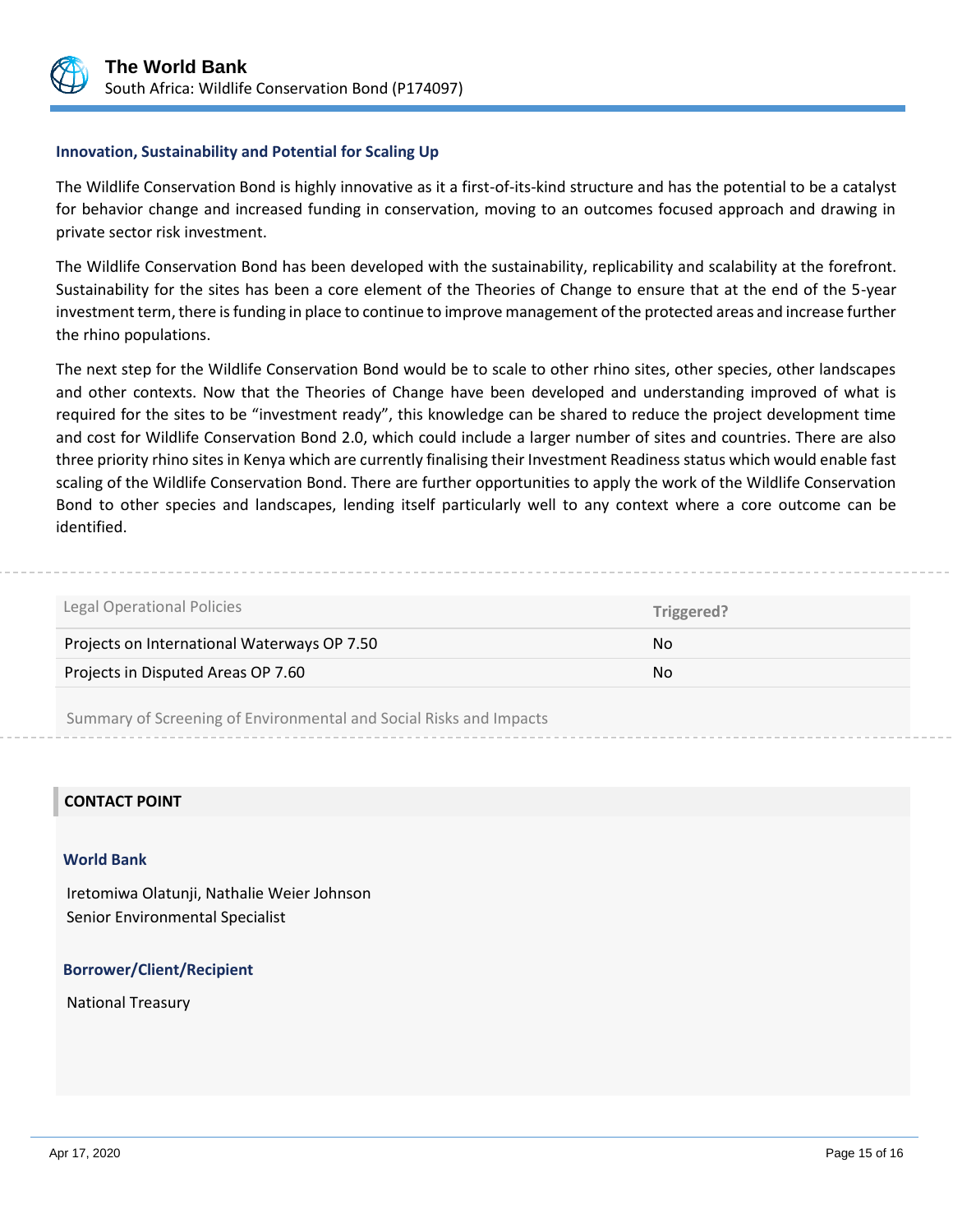### Innovation, Sustainability and Potential for Scaling Up

The Wildlife Conservation Bond is highly innovative as it a first-of-its-kind structure and has the potential to be a catalyst for behavior change and increased funding in conservation, moving to an outcomes focused approach and drawing in private sector risk investment.

The Wildlife Conservation Bond has been developed with the sustainability, replicability and scalability at the forefront. Sustainability for the sites has been a core element of the Theories of Change to ensure that at the end of the 5-year investment term, there is funding in place to continue to improve management of the protected areas and increase further the rhino populations.

The next step for the Wildlife Conservation Bond would be to scale to other rhino sites, other species, other landscapes and other contexts. Now that the Theories of Change have been developed and understanding improved of what is required for the sites to be "investment ready", this knowledge can be shared to reduce the project development time and cost for Wildlife Conservation Bond 2.0, which could include a larger number of sites and countries. There are also three priority rhino sites in Kenya which are currently finalising their Investment Readiness status which would enable fast scaling of the Wildlife Conservation Bond. There are further opportunities to apply the work of the Wildlife Conservation Bond to other species and landscapes, lending itself particularly well to any context where a core outcome can be identified.

| Legal Operational Policies | Triggered? |
| --- | --- |
| Projects on International Waterways OP 7.50 | No |
| Projects in Disputed Areas OP 7.60 | No |

Summary of Screening of Environmental and Social Risks and Impacts

## CONTACT POINT

### World Bank

Iretomiwa Olatunji, Nathalie Weier Johnson
Senior Environmental Specialist

### Borrower/Client/Recipient

National Treasury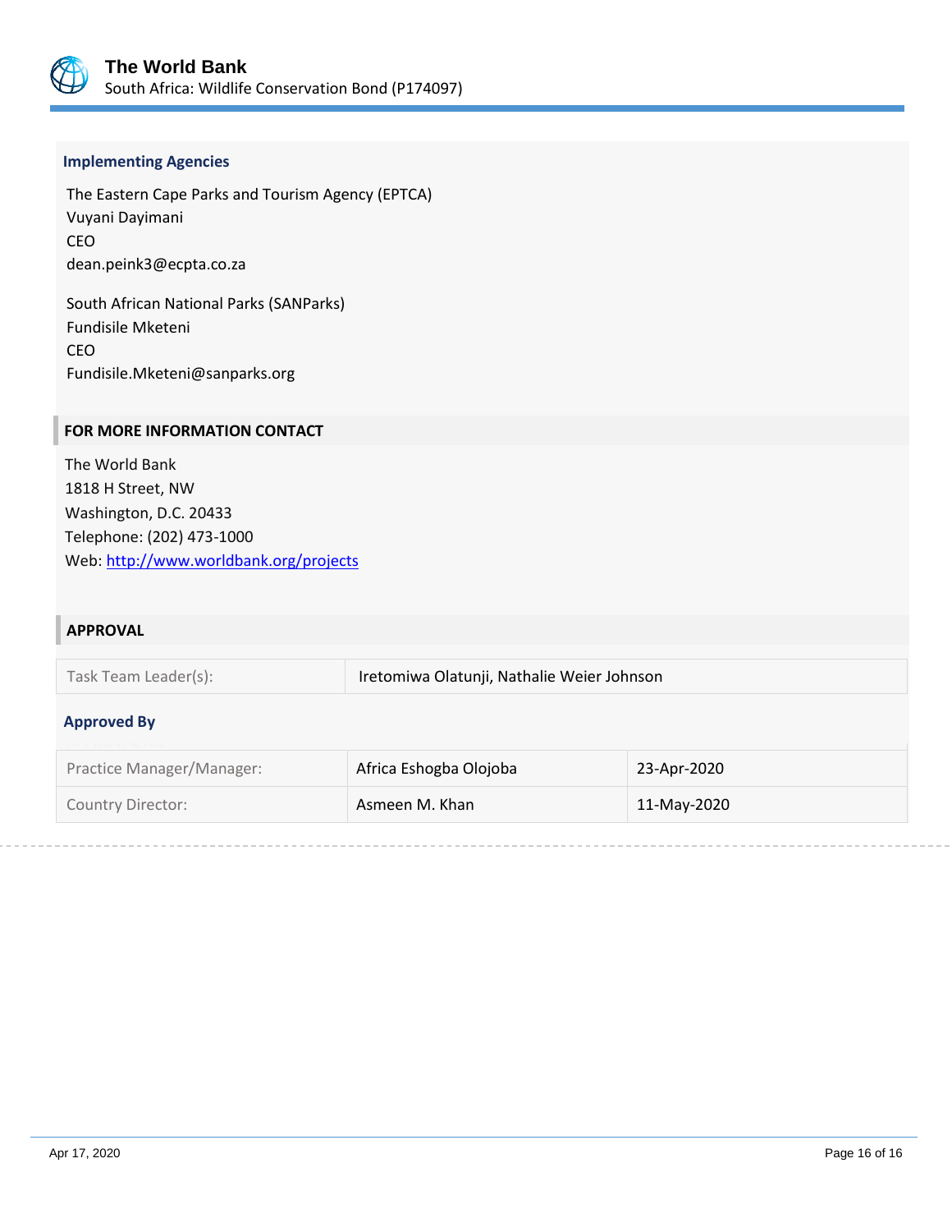### Implementing Agencies

The Eastern Cape Parks and Tourism Agency (EPTCA)
Vuyani Dayimani
CEO
dean.peink3@ecpta.co.za

South African National Parks (SANParks)
Fundisile Mketeni
CEO
Fundisile.Mketeni@sanparks.org

### FOR MORE INFORMATION CONTACT

The World Bank
1818 H Street, NW
Washington, D.C. 20433
Telephone: (202) 473-1000
Web: http://www.worldbank.org/projects

### APPROVAL

| | |
|---|---|
| Task Team Leader(s): | Iretomiwa Olatunji, Nathalie Weier Johnson |

### Approved By

| | | |
|---|---|---|
| Practice Manager/Manager: | Africa Eshogba Olojoba | 23-Apr-2020 |
| Country Director: | Asmeen M. Khan | 11-May-2020 |